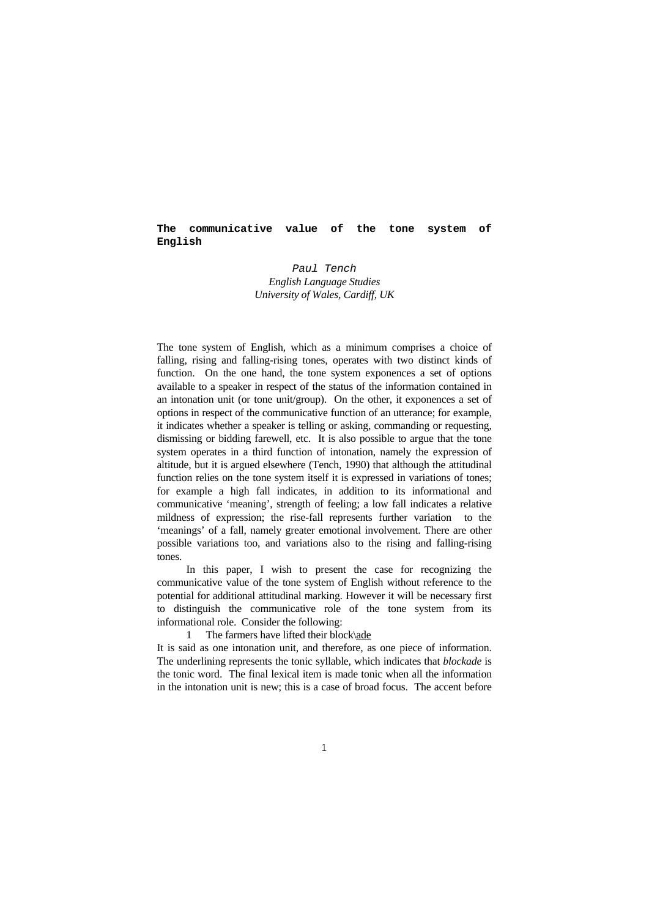# The communicative value of the tone system of English

*Paul Tench*
*English Language Studies*
*University of Wales, Cardiff, UK*

The tone system of English, which as a minimum comprises a choice of falling, rising and falling-rising tones, operates with two distinct kinds of function. On the one hand, the tone system exponences a set of options available to a speaker in respect of the status of the information contained in an intonation unit (or tone unit/group). On the other, it exponences a set of options in respect of the communicative function of an utterance; for example, it indicates whether a speaker is telling or asking, commanding or requesting, dismissing or bidding farewell, etc. It is also possible to argue that the tone system operates in a third function of intonation, namely the expression of altitude, but it is argued elsewhere (Tench, 1990) that although the attitudinal function relies on the tone system itself it is expressed in variations of tones; for example a high fall indicates, in addition to its informational and communicative 'meaning', strength of feeling; a low fall indicates a relative mildness of expression; the rise-fall represents further variation to the 'meanings' of a fall, namely greater emotional involvement. There are other possible variations too, and variations also to the rising and falling-rising tones.

In this paper, I wish to present the case for recognizing the communicative value of the tone system of English without reference to the potential for additional attitudinal marking. However it will be necessary first to distinguish the communicative role of the tone system from its informational role. Consider the following:

1 The farmers have lifted their block\<u>ade</u>

It is said as one intonation unit, and therefore, as one piece of information. The underlining represents the tonic syllable, which indicates that *blockade* is the tonic word. The final lexical item is made tonic when all the information in the intonation unit is new; this is a case of broad focus. The accent before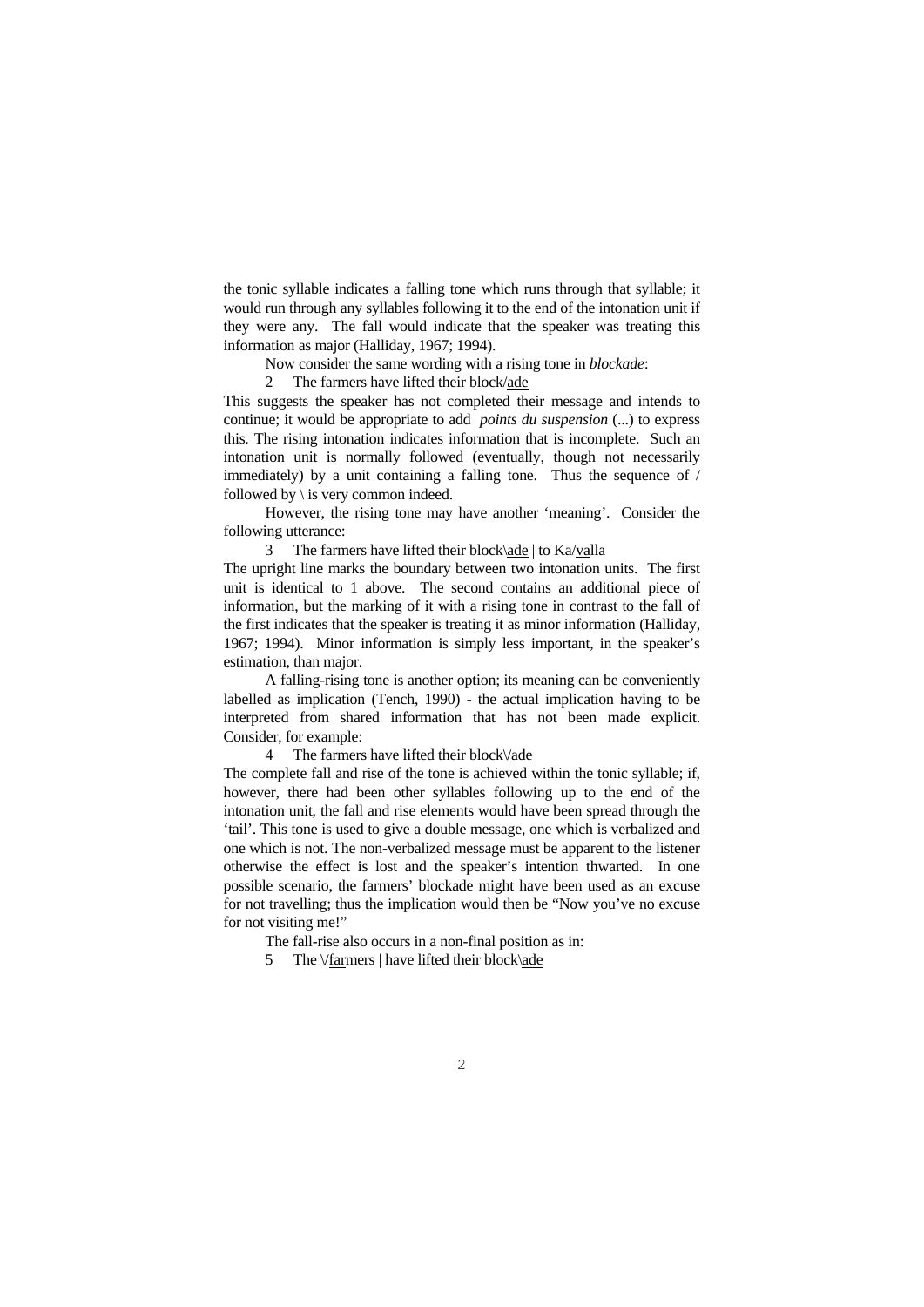the tonic syllable indicates a falling tone which runs through that syllable; it would run through any syllables following it to the end of the intonation unit if they were any. The fall would indicate that the speaker was treating this information as major (Halliday, 1967; 1994).

Now consider the same wording with a rising tone in *blockade*:

2 The farmers have lifted their block/<u>ade</u>

This suggests the speaker has not completed their message and intends to continue; it would be appropriate to add *points du suspension* (...) to express this. The rising intonation indicates information that is incomplete. Such an intonation unit is normally followed (eventually, though not necessarily immediately) by a unit containing a falling tone. Thus the sequence of / followed by \ is very common indeed.

However, the rising tone may have another 'meaning'. Consider the following utterance:

3 The farmers have lifted their block\<u>ade</u> | to Ka/<u>va</u>lla

The upright line marks the boundary between two intonation units. The first unit is identical to 1 above. The second contains an additional piece of information, but the marking of it with a rising tone in contrast to the fall of the first indicates that the speaker is treating it as minor information (Halliday, 1967; 1994). Minor information is simply less important, in the speaker's estimation, than major.

A falling-rising tone is another option; its meaning can be conveniently labelled as implication (Tench, 1990) - the actual implication having to be interpreted from shared information that has not been made explicit. Consider, for example:

4 The farmers have lifted their block\/<u>ade</u>

The complete fall and rise of the tone is achieved within the tonic syllable; if, however, there had been other syllables following up to the end of the intonation unit, the fall and rise elements would have been spread through the 'tail'. This tone is used to give a double message, one which is verbalized and one which is not. The non-verbalized message must be apparent to the listener otherwise the effect is lost and the speaker's intention thwarted. In one possible scenario, the farmers' blockade might have been used as an excuse for not travelling; thus the implication would then be "Now you've no excuse for not visiting me!"

The fall-rise also occurs in a non-final position as in:

5 The \/<u>far</u>mers | have lifted their block\<u>ade</u>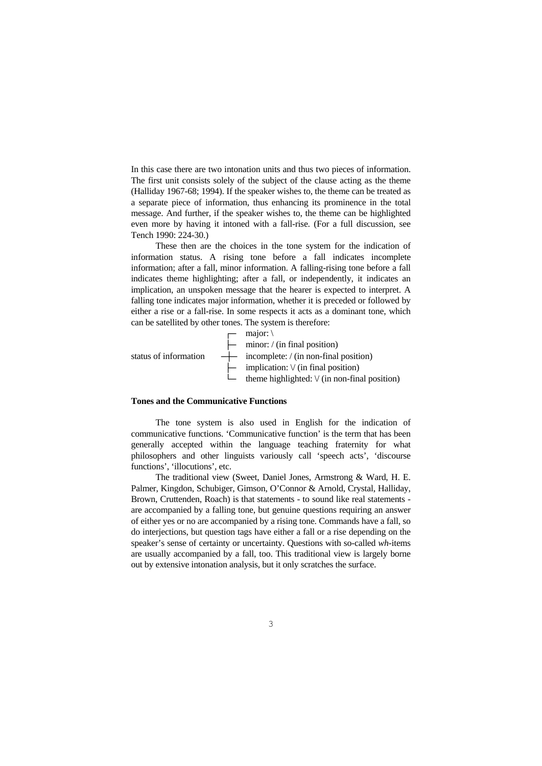In this case there are two intonation units and thus two pieces of information. The first unit consists solely of the subject of the clause acting as the theme (Halliday 1967-68; 1994). If the speaker wishes to, the theme can be treated as a separate piece of information, thus enhancing its prominence in the total message. And further, if the speaker wishes to, the theme can be highlighted even more by having it intoned with a fall-rise. (For a full discussion, see Tench 1990: 224-30.)

These then are the choices in the tone system for the indication of information status. A rising tone before a fall indicates incomplete information; after a fall, minor information. A falling-rising tone before a fall indicates theme highlighting; after a fall, or independently, it indicates an implication, an unspoken message that the hearer is expected to interpret. A falling tone indicates major information, whether it is preceded or followed by either a rise or a fall-rise. In some respects it acts as a dominant tone, which can be satellited by other tones. The system is therefore:

```
                        ┌─ major: \
                        ├─ minor: / (in final position)
status of information  ─┼─ incomplete: / (in non-final position)
                        ├─ implication: \/ (in final position)
                        └─ theme highlighted: \/ (in non-final position)
```

**Tones and the Communicative Functions**

The tone system is also used in English for the indication of communicative functions. 'Communicative function' is the term that has been generally accepted within the language teaching fraternity for what philosophers and other linguists variously call 'speech acts', 'discourse functions', 'illocutions', etc.

The traditional view (Sweet, Daniel Jones, Armstrong & Ward, H. E. Palmer, Kingdon, Schubiger, Gimson, O'Connor & Arnold, Crystal, Halliday, Brown, Cruttenden, Roach) is that statements - to sound like real statements - are accompanied by a falling tone, but genuine questions requiring an answer of either yes or no are accompanied by a rising tone. Commands have a fall, so do interjections, but question tags have either a fall or a rise depending on the speaker's sense of certainty or uncertainty. Questions with so-called *wh*-items are usually accompanied by a fall, too. This traditional view is largely borne out by extensive intonation analysis, but it only scratches the surface.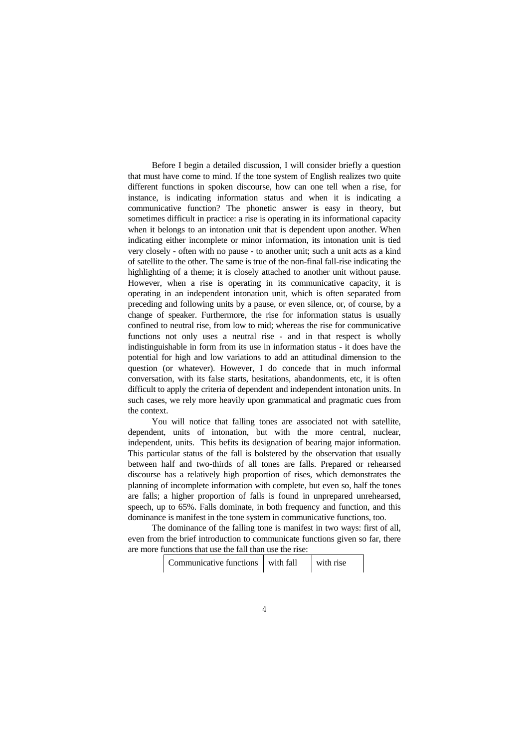Before I begin a detailed discussion, I will consider briefly a question that must have come to mind. If the tone system of English realizes two quite different functions in spoken discourse, how can one tell when a rise, for instance, is indicating information status and when it is indicating a communicative function? The phonetic answer is easy in theory, but sometimes difficult in practice: a rise is operating in its informational capacity when it belongs to an intonation unit that is dependent upon another. When indicating either incomplete or minor information, its intonation unit is tied very closely - often with no pause - to another unit; such a unit acts as a kind of satellite to the other. The same is true of the non-final fall-rise indicating the highlighting of a theme; it is closely attached to another unit without pause. However, when a rise is operating in its communicative capacity, it is operating in an independent intonation unit, which is often separated from preceding and following units by a pause, or even silence, or, of course, by a change of speaker. Furthermore, the rise for information status is usually confined to neutral rise, from low to mid; whereas the rise for communicative functions not only uses a neutral rise - and in that respect is wholly indistinguishable in form from its use in information status - it does have the potential for high and low variations to add an attitudinal dimension to the question (or whatever). However, I do concede that in much informal conversation, with its false starts, hesitations, abandonments, etc, it is often difficult to apply the criteria of dependent and independent intonation units. In such cases, we rely more heavily upon grammatical and pragmatic cues from the context.

You will notice that falling tones are associated not with satellite, dependent, units of intonation, but with the more central, nuclear, independent, units. This befits its designation of bearing major information. This particular status of the fall is bolstered by the observation that usually between half and two-thirds of all tones are falls. Prepared or rehearsed discourse has a relatively high proportion of rises, which demonstrates the planning of incomplete information with complete, but even so, half the tones are falls; a higher proportion of falls is found in unprepared unrehearsed, speech, up to 65%. Falls dominate, in both frequency and function, and this dominance is manifest in the tone system in communicative functions, too.

The dominance of the falling tone is manifest in two ways: first of all, even from the brief introduction to communicate functions given so far, there are more functions that use the fall than use the rise:

| Communicative functions | with fall | with rise |
|---|---|---|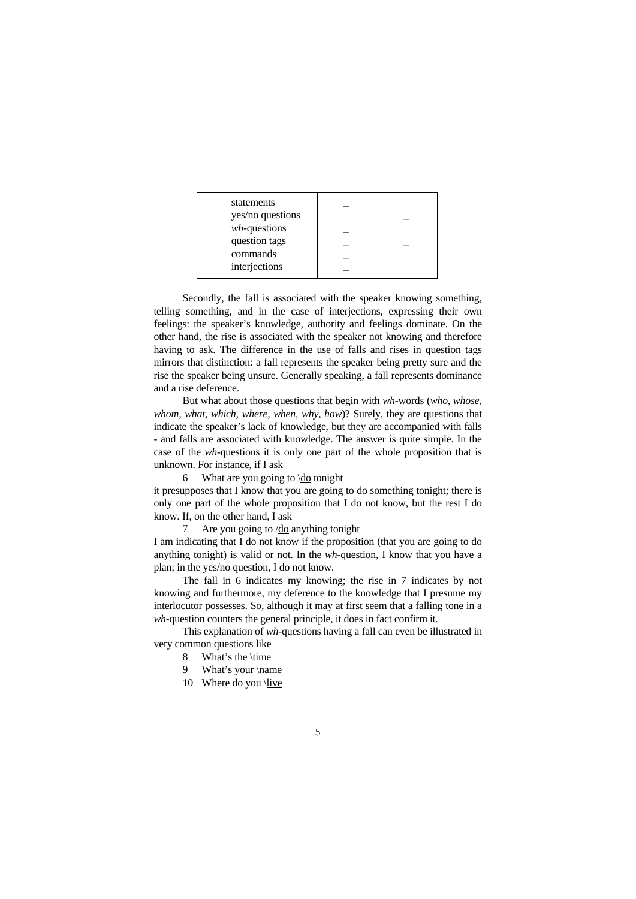| | | |
|---|---|---|
| statements | _ | |
| yes/no questions | | _ |
| *wh*-questions | _ | |
| question tags | _ | _ |
| commands | _ | |
| interjections | _ | |

Secondly, the fall is associated with the speaker knowing something, telling something, and in the case of interjections, expressing their own feelings: the speaker's knowledge, authority and feelings dominate. On the other hand, the rise is associated with the speaker not knowing and therefore having to ask. The difference in the use of falls and rises in question tags mirrors that distinction: a fall represents the speaker being pretty sure and the rise the speaker being unsure. Generally speaking, a fall represents dominance and a rise deference.

But what about those questions that begin with *wh*-words (*who, whose, whom, what, which, where, when, why, how*)? Surely, they are questions that indicate the speaker's lack of knowledge, but they are accompanied with falls - and falls are associated with knowledge. The answer is quite simple. In the case of the *wh*-questions it is only one part of the whole proposition that is unknown. For instance, if I ask

6  What are you going to \<u>do</u> tonight

it presupposes that I know that you are going to do something tonight; there is only one part of the whole proposition that I do not know, but the rest I do know. If, on the other hand, I ask

7  Are you going to /<u>do</u> anything tonight

I am indicating that I do not know if the proposition (that you are going to do anything tonight) is valid or not. In the *wh*-question, I know that you have a plan; in the yes/no question, I do not know.

The fall in 6 indicates my knowing; the rise in 7 indicates by not knowing and furthermore, my deference to the knowledge that I presume my interlocutor possesses. So, although it may at first seem that a falling tone in a *wh*-question counters the general principle, it does in fact confirm it.

This explanation of *wh*-questions having a fall can even be illustrated in very common questions like

8  What's the \<u>time</u>

9  What's your \<u>name</u>

10  Where do you \<u>live</u>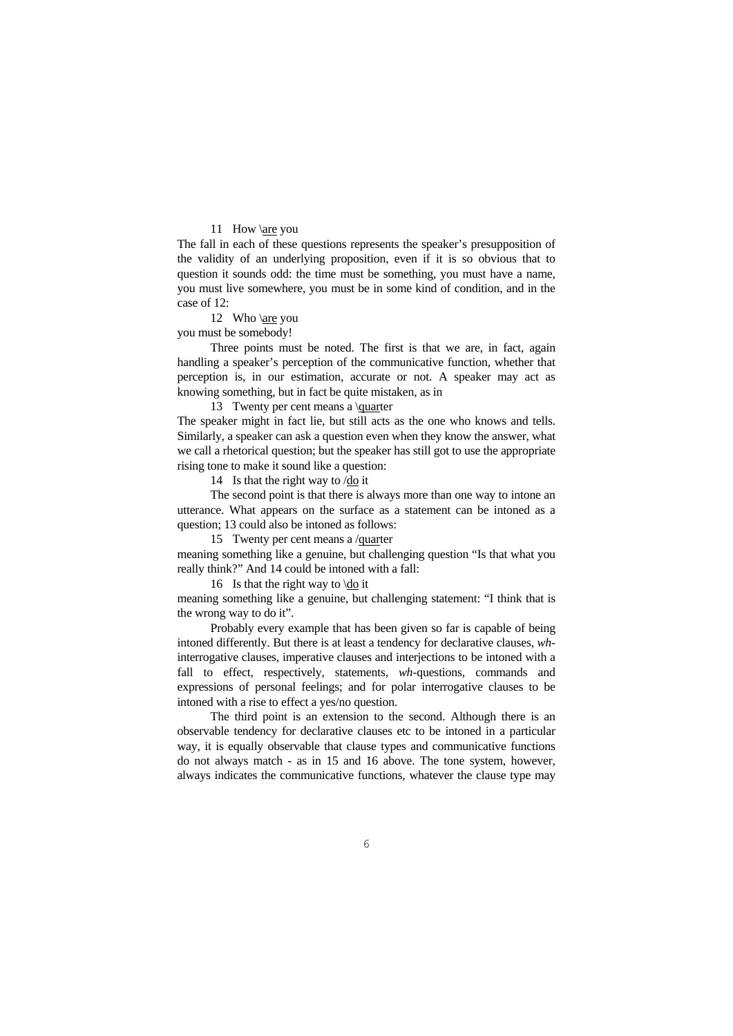11 How \\<u>are</u> you

The fall in each of these questions represents the speaker's presupposition of the validity of an underlying proposition, even if it is so obvious that to question it sounds odd: the time must be something, you must have a name, you must live somewhere, you must be in some kind of condition, and in the case of 12:

12 Who \\<u>are</u> you

you must be somebody!

Three points must be noted. The first is that we are, in fact, again handling a speaker's perception of the communicative function, whether that perception is, in our estimation, accurate or not. A speaker may act as knowing something, but in fact be quite mistaken, as in

13 Twenty per cent means a \\<u>quar</u>ter

The speaker might in fact lie, but still acts as the one who knows and tells. Similarly, a speaker can ask a question even when they know the answer, what we call a rhetorical question; but the speaker has still got to use the appropriate rising tone to make it sound like a question:

14 Is that the right way to /<u>do</u> it

The second point is that there is always more than one way to intone an utterance. What appears on the surface as a statement can be intoned as a question; 13 could also be intoned as follows:

15 Twenty per cent means a /<u>quar</u>ter

meaning something like a genuine, but challenging question "Is that what you really think?" And 14 could be intoned with a fall:

16 Is that the right way to \\<u>do</u> it

meaning something like a genuine, but challenging statement: "I think that is the wrong way to do it".

Probably every example that has been given so far is capable of being intoned differently. But there is at least a tendency for declarative clauses, *wh*-interrogative clauses, imperative clauses and interjections to be intoned with a fall to effect, respectively, statements, *wh*-questions, commands and expressions of personal feelings; and for polar interrogative clauses to be intoned with a rise to effect a yes/no question.

The third point is an extension to the second. Although there is an observable tendency for declarative clauses etc to be intoned in a particular way, it is equally observable that clause types and communicative functions do not always match - as in 15 and 16 above. The tone system, however, always indicates the communicative functions, whatever the clause type may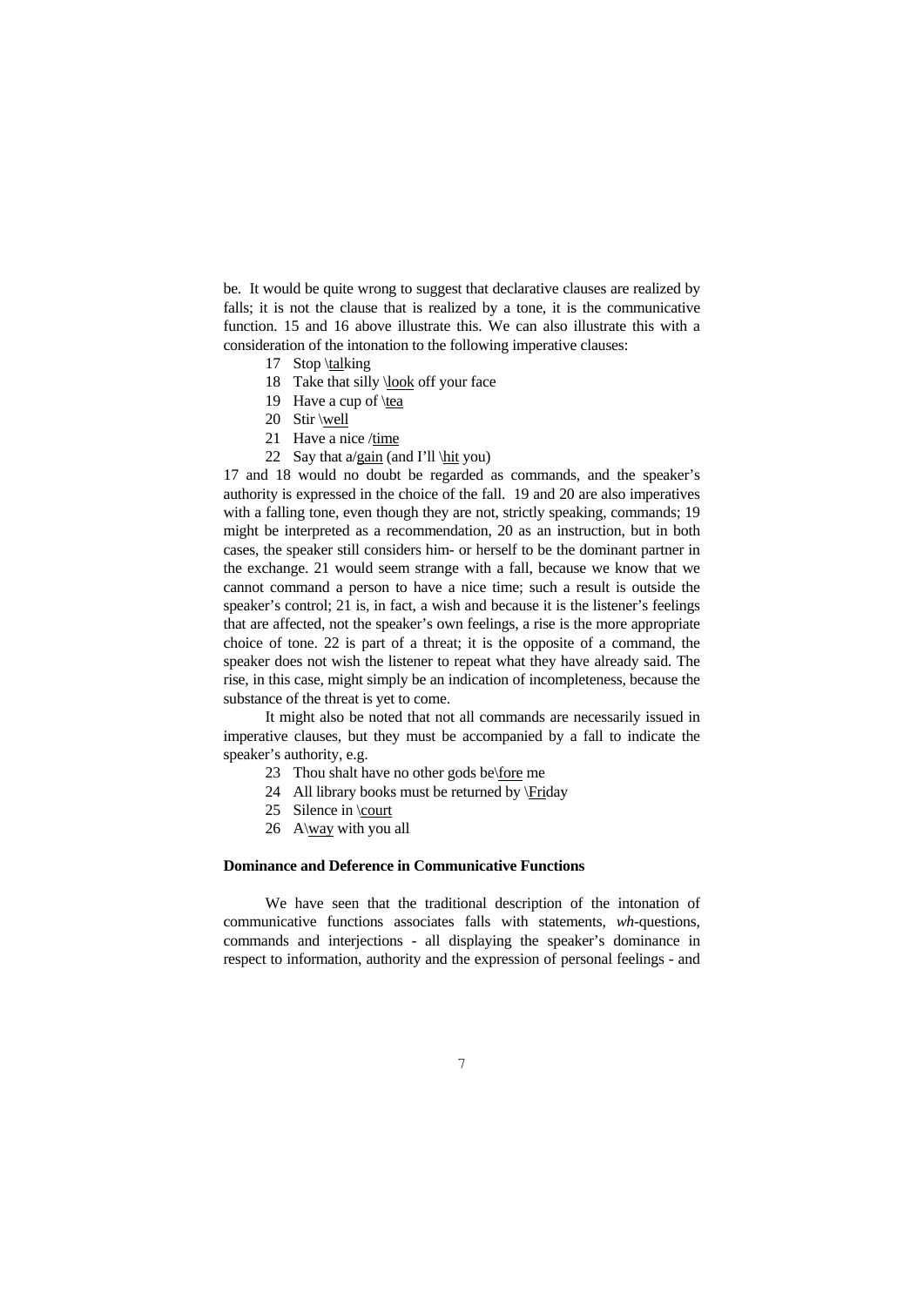be. It would be quite wrong to suggest that declarative clauses are realized by falls; it is not the clause that is realized by a tone, it is the communicative function. 15 and 16 above illustrate this. We can also illustrate this with a consideration of the intonation to the following imperative clauses:

17 Stop \<u>tal</u>king

18 Take that silly \<u>look</u> off your face

19 Have a cup of \<u>tea</u>

20 Stir \<u>well</u>

21 Have a nice /<u>time</u>

22 Say that a/<u>gain</u> (and I'll \<u>hit</u> you)

17 and 18 would no doubt be regarded as commands, and the speaker's authority is expressed in the choice of the fall. 19 and 20 are also imperatives with a falling tone, even though they are not, strictly speaking, commands; 19 might be interpreted as a recommendation, 20 as an instruction, but in both cases, the speaker still considers him- or herself to be the dominant partner in the exchange. 21 would seem strange with a fall, because we know that we cannot command a person to have a nice time; such a result is outside the speaker's control; 21 is, in fact, a wish and because it is the listener's feelings that are affected, not the speaker's own feelings, a rise is the more appropriate choice of tone. 22 is part of a threat; it is the opposite of a command, the speaker does not wish the listener to repeat what they have already said. The rise, in this case, might simply be an indication of incompleteness, because the substance of the threat is yet to come.

It might also be noted that not all commands are necessarily issued in imperative clauses, but they must be accompanied by a fall to indicate the speaker's authority, e.g.

23 Thou shalt have no other gods be\<u>fore</u> me

24 All library books must be returned by \<u>Fri</u>day

25 Silence in \<u>court</u>

26 A\<u>way</u> with you all

**Dominance and Deference in Communicative Functions**

We have seen that the traditional description of the intonation of communicative functions associates falls with statements, *wh*-questions, commands and interjections - all displaying the speaker's dominance in respect to information, authority and the expression of personal feelings - and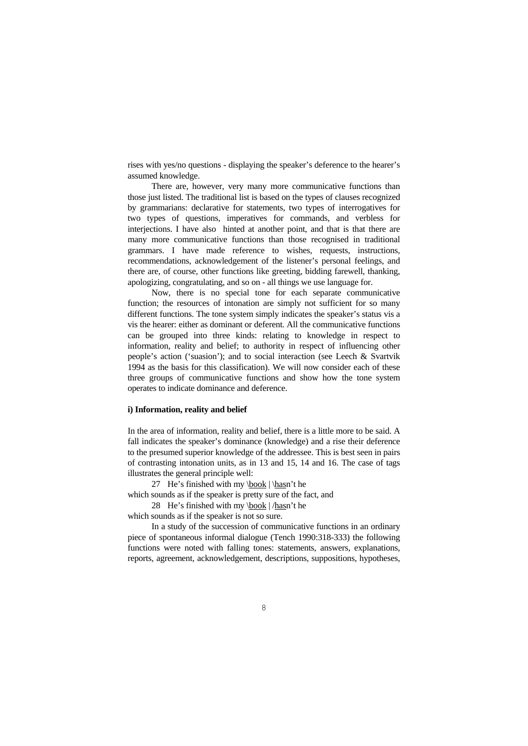rises with yes/no questions - displaying the speaker's deference to the hearer's assumed knowledge.

There are, however, very many more communicative functions than those just listed. The traditional list is based on the types of clauses recognized by grammarians: declarative for statements, two types of interrogatives for two types of questions, imperatives for commands, and verbless for interjections. I have also hinted at another point, and that is that there are many more communicative functions than those recognised in traditional grammars. I have made reference to wishes, requests, instructions, recommendations, acknowledgement of the listener's personal feelings, and there are, of course, other functions like greeting, bidding farewell, thanking, apologizing, congratulating, and so on - all things we use language for.

Now, there is no special tone for each separate communicative function; the resources of intonation are simply not sufficient for so many different functions. The tone system simply indicates the speaker's status vis a vis the hearer: either as dominant or deferent. All the communicative functions can be grouped into three kinds: relating to knowledge in respect to information, reality and belief; to authority in respect of influencing other people's action ('suasion'); and to social interaction (see Leech & Svartvik 1994 as the basis for this classification). We will now consider each of these three groups of communicative functions and show how the tone system operates to indicate dominance and deference.

**i) Information, reality and belief**

In the area of information, reality and belief, there is a little more to be said. A fall indicates the speaker's dominance (knowledge) and a rise their deference to the presumed superior knowledge of the addressee. This is best seen in pairs of contrasting intonation units, as in 13 and 15, 14 and 16. The case of tags illustrates the general principle well:

27 He's finished with my \<u>book</u> | \<u>has</u>n't he

which sounds as if the speaker is pretty sure of the fact, and

28 He's finished with my \<u>book</u> | /<u>has</u>n't he

which sounds as if the speaker is not so sure.

In a study of the succession of communicative functions in an ordinary piece of spontaneous informal dialogue (Tench 1990:318-333) the following functions were noted with falling tones: statements, answers, explanations, reports, agreement, acknowledgement, descriptions, suppositions, hypotheses,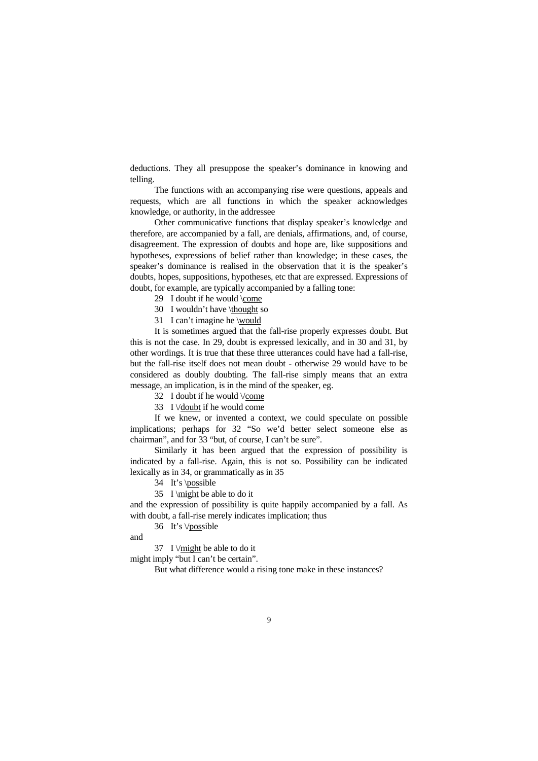deductions. They all presuppose the speaker's dominance in knowing and telling.

The functions with an accompanying rise were questions, appeals and requests, which are all functions in which the speaker acknowledges knowledge, or authority, in the addressee

Other communicative functions that display speaker's knowledge and therefore, are accompanied by a fall, are denials, affirmations, and, of course, disagreement. The expression of doubts and hope are, like suppositions and hypotheses, expressions of belief rather than knowledge; in these cases, the speaker's dominance is realised in the observation that it is the speaker's doubts, hopes, suppositions, hypotheses, etc that are expressed. Expressions of doubt, for example, are typically accompanied by a falling tone:

29 I doubt if he would \<u>come</u>

30 I wouldn't have \<u>thought</u> so

31 I can't imagine he \<u>would</u>

It is sometimes argued that the fall-rise properly expresses doubt. But this is not the case. In 29, doubt is expressed lexically, and in 30 and 31, by other wordings. It is true that these three utterances could have had a fall-rise, but the fall-rise itself does not mean doubt - otherwise 29 would have to be considered as doubly doubting. The fall-rise simply means that an extra message, an implication, is in the mind of the speaker, eg.

32 I doubt if he would \/<u>come</u>

33 I \/<u>doubt</u> if he would come

If we knew, or invented a context, we could speculate on possible implications; perhaps for 32 "So we'd better select someone else as chairman", and for 33 "but, of course, I can't be sure".

Similarly it has been argued that the expression of possibility is indicated by a fall-rise. Again, this is not so. Possibility can be indicated lexically as in 34, or grammatically as in 35

34 It's \<u>pos</u>sible

35 I \<u>might</u> be able to do it

and the expression of possibility is quite happily accompanied by a fall. As with doubt, a fall-rise merely indicates implication; thus

36 It's \/<u>pos</u>sible

and

37 I \/<u>might</u> be able to do it

might imply "but I can't be certain".

But what difference would a rising tone make in these instances?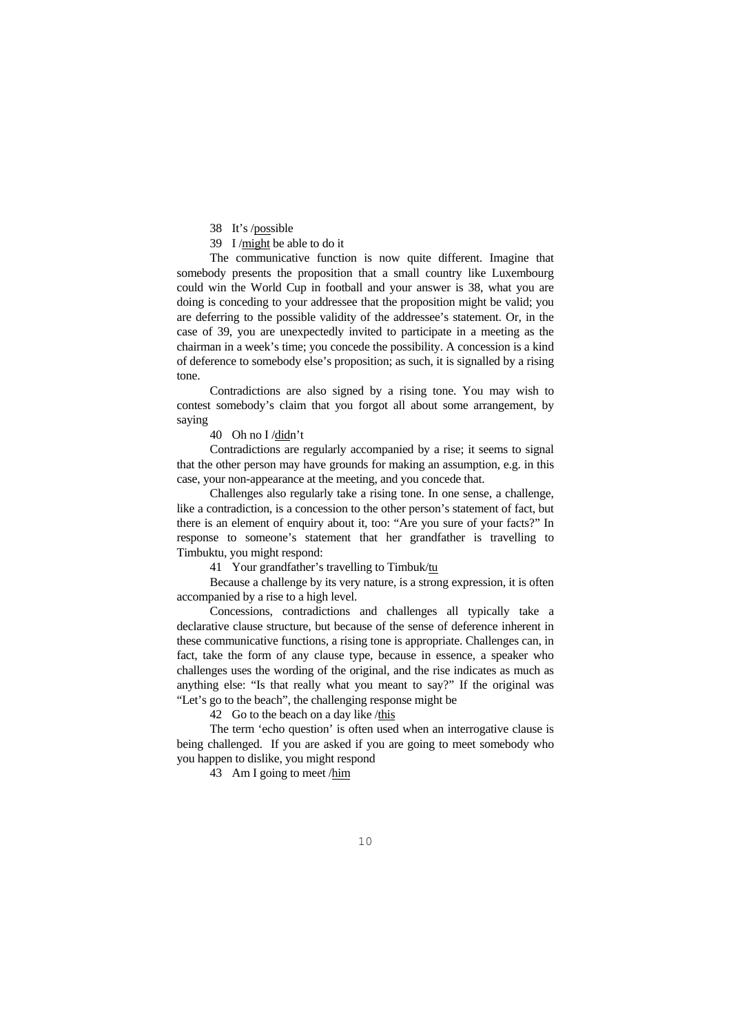38 It's /<u>pos</u>sible

39 I /<u>might</u> be able to do it

The communicative function is now quite different. Imagine that somebody presents the proposition that a small country like Luxembourg could win the World Cup in football and your answer is 38, what you are doing is conceding to your addressee that the proposition might be valid; you are deferring to the possible validity of the addressee's statement. Or, in the case of 39, you are unexpectedly invited to participate in a meeting as the chairman in a week's time; you concede the possibility. A concession is a kind of deference to somebody else's proposition; as such, it is signalled by a rising tone.

Contradictions are also signed by a rising tone. You may wish to contest somebody's claim that you forgot all about some arrangement, by saying

40 Oh no I /<u>did</u>n't

Contradictions are regularly accompanied by a rise; it seems to signal that the other person may have grounds for making an assumption, e.g. in this case, your non-appearance at the meeting, and you concede that.

Challenges also regularly take a rising tone. In one sense, a challenge, like a contradiction, is a concession to the other person's statement of fact, but there is an element of enquiry about it, too: "Are you sure of your facts?" In response to someone's statement that her grandfather is travelling to Timbuktu, you might respond:

41 Your grandfather's travelling to Timbuk/<u>tu</u>

Because a challenge by its very nature, is a strong expression, it is often accompanied by a rise to a high level.

Concessions, contradictions and challenges all typically take a declarative clause structure, but because of the sense of deference inherent in these communicative functions, a rising tone is appropriate. Challenges can, in fact, take the form of any clause type, because in essence, a speaker who challenges uses the wording of the original, and the rise indicates as much as anything else: "Is that really what you meant to say?" If the original was "Let's go to the beach", the challenging response might be

42 Go to the beach on a day like /<u>this</u>

The term 'echo question' is often used when an interrogative clause is being challenged. If you are asked if you are going to meet somebody who you happen to dislike, you might respond

43 Am I going to meet /<u>him</u>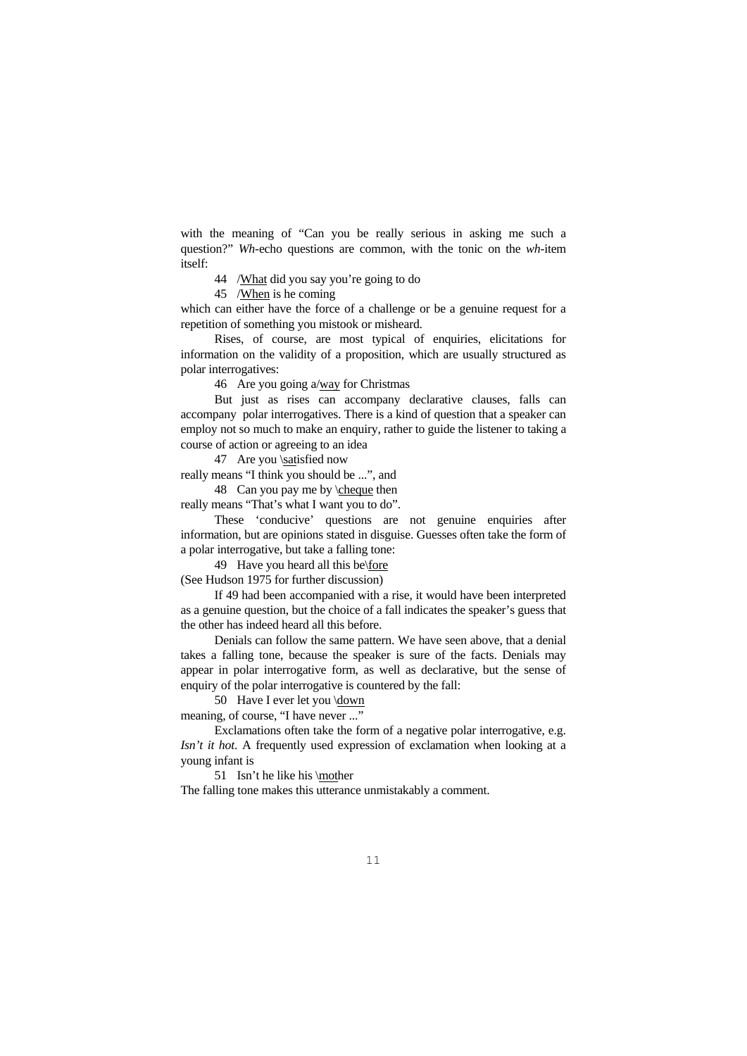with the meaning of "Can you be really serious in asking me such a question?" *Wh*-echo questions are common, with the tonic on the *wh*-item itself:

44 /<u>What</u> did you say you're going to do

45 /<u>When</u> is he coming

which can either have the force of a challenge or be a genuine request for a repetition of something you mistook or misheard.

Rises, of course, are most typical of enquiries, elicitations for information on the validity of a proposition, which are usually structured as polar interrogatives:

46 Are you going a/<u>way</u> for Christmas

But just as rises can accompany declarative clauses, falls can accompany polar interrogatives. There is a kind of question that a speaker can employ not so much to make an enquiry, rather to guide the listener to taking a course of action or agreeing to an idea

47 Are you \<u>sat</u>isfied now

really means "I think you should be ...", and

48 Can you pay me by \<u>cheque</u> then

really means "That's what I want you to do".

These 'conducive' questions are not genuine enquiries after information, but are opinions stated in disguise. Guesses often take the form of a polar interrogative, but take a falling tone:

49 Have you heard all this be\<u>fore</u>

(See Hudson 1975 for further discussion)

If 49 had been accompanied with a rise, it would have been interpreted as a genuine question, but the choice of a fall indicates the speaker's guess that the other has indeed heard all this before.

Denials can follow the same pattern. We have seen above, that a denial takes a falling tone, because the speaker is sure of the facts. Denials may appear in polar interrogative form, as well as declarative, but the sense of enquiry of the polar interrogative is countered by the fall:

50 Have I ever let you \<u>down</u>

meaning, of course, "I have never ..."

Exclamations often take the form of a negative polar interrogative, e.g. *Isn't it hot*. A frequently used expression of exclamation when looking at a young infant is

51 Isn't he like his \<u>mo</u>ther

The falling tone makes this utterance unmistakably a comment.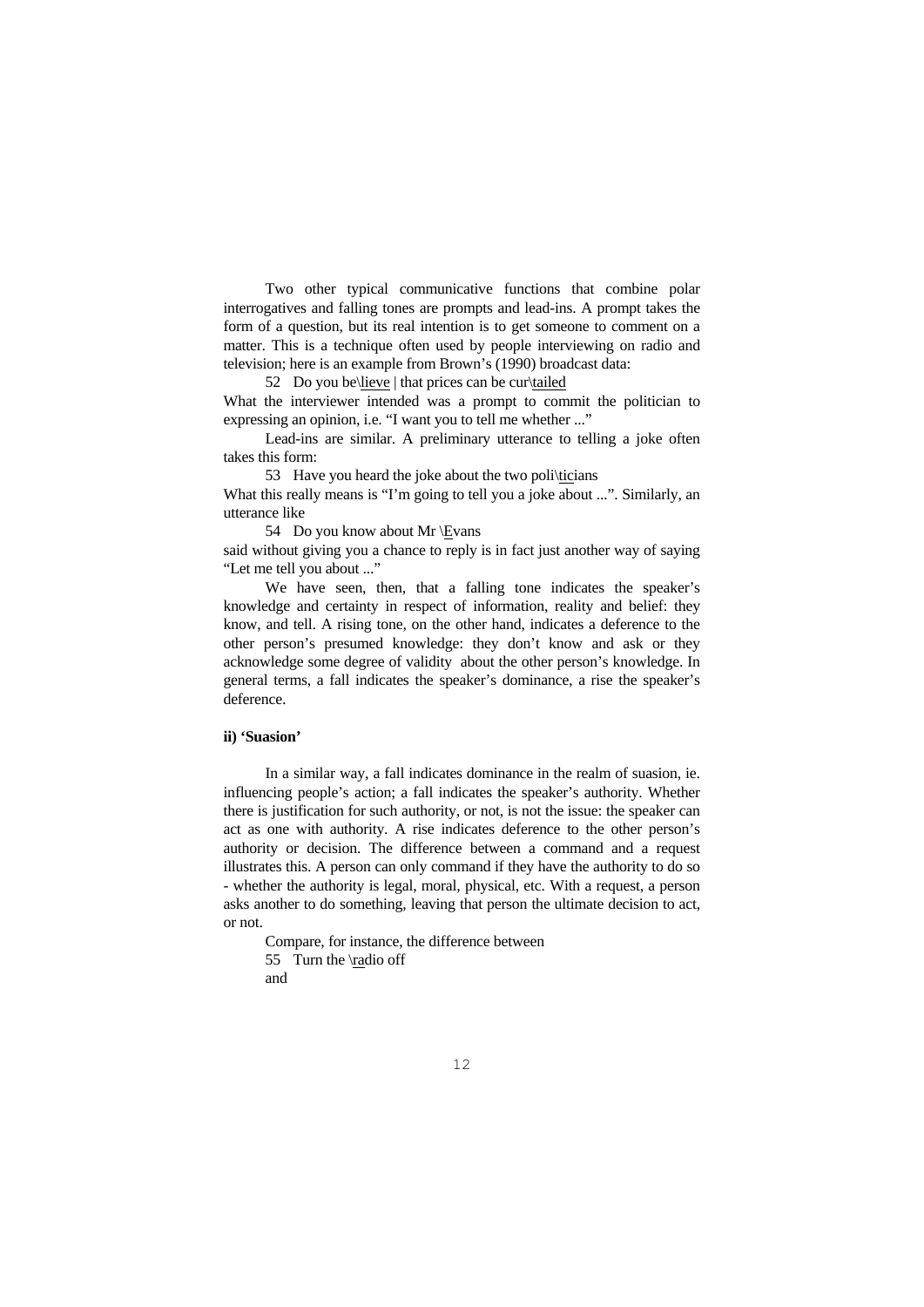Two other typical communicative functions that combine polar interrogatives and falling tones are prompts and lead-ins. A prompt takes the form of a question, but its real intention is to get someone to comment on a matter. This is a technique often used by people interviewing on radio and television; here is an example from Brown's (1990) broadcast data:

52 Do you be\lieve | that prices can be cur\tailed

What the interviewer intended was a prompt to commit the politician to expressing an opinion, i.e. "I want you to tell me whether ..."

Lead-ins are similar. A preliminary utterance to telling a joke often takes this form:

53 Have you heard the joke about the two poli\ticians

What this really means is "I'm going to tell you a joke about ...". Similarly, an utterance like

54 Do you know about Mr \Evans

said without giving you a chance to reply is in fact just another way of saying "Let me tell you about ..."

We have seen, then, that a falling tone indicates the speaker's knowledge and certainty in respect of information, reality and belief: they know, and tell. A rising tone, on the other hand, indicates a deference to the other person's presumed knowledge: they don't know and ask or they acknowledge some degree of validity about the other person's knowledge. In general terms, a fall indicates the speaker's dominance, a rise the speaker's deference.

**ii) 'Suasion'**

In a similar way, a fall indicates dominance in the realm of suasion, ie. influencing people's action; a fall indicates the speaker's authority. Whether there is justification for such authority, or not, is not the issue: the speaker can act as one with authority. A rise indicates deference to the other person's authority or decision. The difference between a command and a request illustrates this. A person can only command if they have the authority to do so - whether the authority is legal, moral, physical, etc. With a request, a person asks another to do something, leaving that person the ultimate decision to act, or not.

Compare, for instance, the difference between

55 Turn the \radio off

and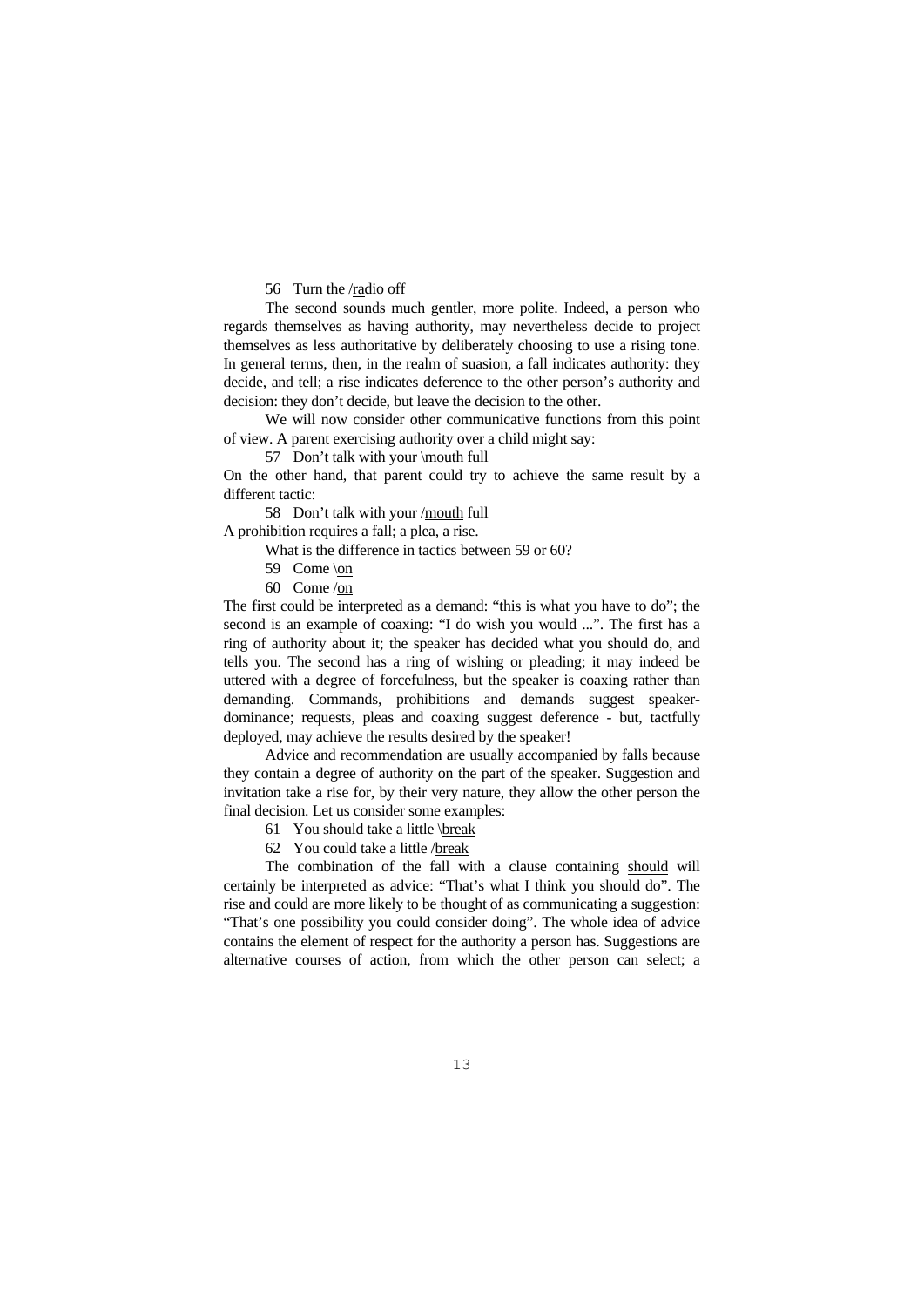56 Turn the /<u>ra</u>dio off

The second sounds much gentler, more polite. Indeed, a person who regards themselves as having authority, may nevertheless decide to project themselves as less authoritative by deliberately choosing to use a rising tone. In general terms, then, in the realm of suasion, a fall indicates authority: they decide, and tell; a rise indicates deference to the other person's authority and decision: they don't decide, but leave the decision to the other.

We will now consider other communicative functions from this point of view. A parent exercising authority over a child might say:

57 Don't talk with your \\<u>mouth</u> full

On the other hand, that parent could try to achieve the same result by a different tactic:

58 Don't talk with your /<u>mouth</u> full

A prohibition requires a fall; a plea, a rise.

What is the difference in tactics between 59 or 60?

59 Come \\<u>on</u>

60 Come /<u>on</u>

The first could be interpreted as a demand: "this is what you have to do"; the second is an example of coaxing: "I do wish you would ...". The first has a ring of authority about it; the speaker has decided what you should do, and tells you. The second has a ring of wishing or pleading; it may indeed be uttered with a degree of forcefulness, but the speaker is coaxing rather than demanding. Commands, prohibitions and demands suggest speaker-dominance; requests, pleas and coaxing suggest deference - but, tactfully deployed, may achieve the results desired by the speaker!

Advice and recommendation are usually accompanied by falls because they contain a degree of authority on the part of the speaker. Suggestion and invitation take a rise for, by their very nature, they allow the other person the final decision. Let us consider some examples:

61 You should take a little \\<u>break</u>

62 You could take a little /<u>break</u>

The combination of the fall with a clause containing <u>should</u> will certainly be interpreted as advice: "That's what I think you should do". The rise and <u>could</u> are more likely to be thought of as communicating a suggestion: "That's one possibility you could consider doing". The whole idea of advice contains the element of respect for the authority a person has. Suggestions are alternative courses of action, from which the other person can select; a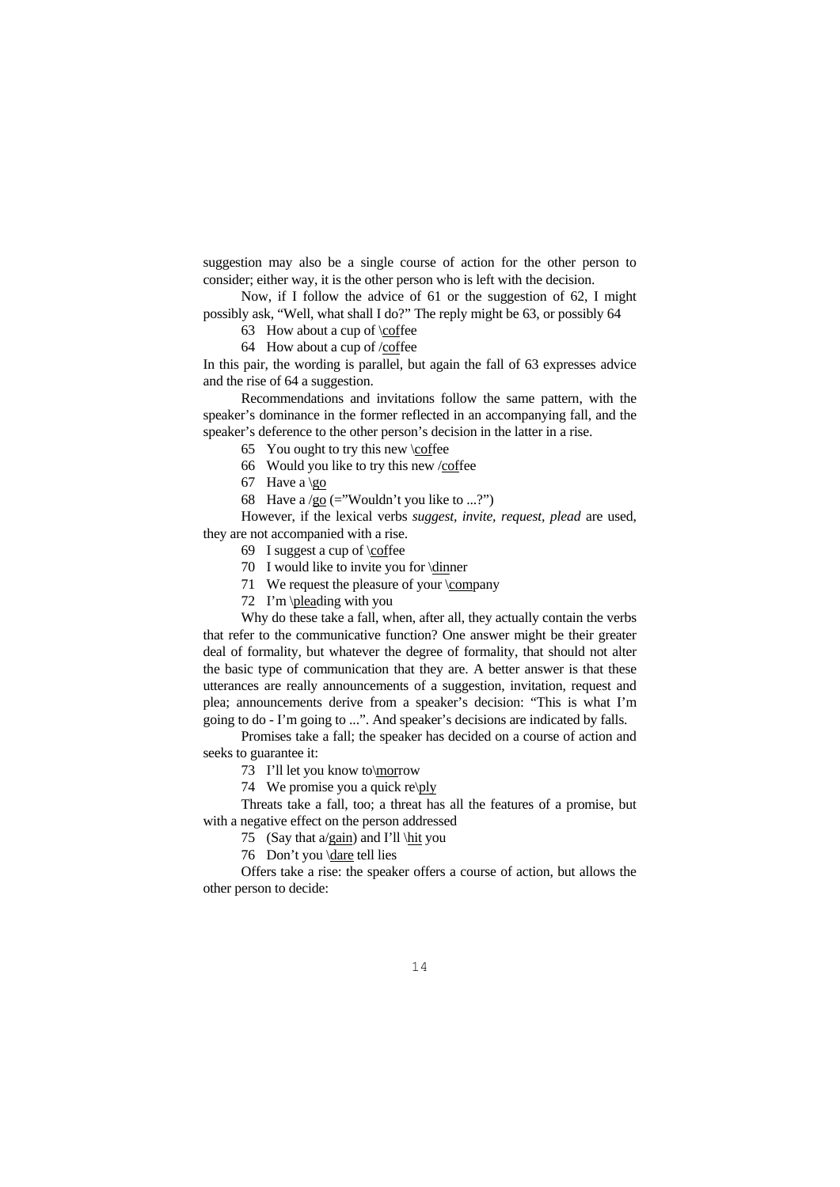suggestion may also be a single course of action for the other person to consider; either way, it is the other person who is left with the decision.

Now, if I follow the advice of 61 or the suggestion of 62, I might possibly ask, "Well, what shall I do?" The reply might be 63, or possibly 64

63 How about a cup of \coffee

64 How about a cup of /coffee

In this pair, the wording is parallel, but again the fall of 63 expresses advice and the rise of 64 a suggestion.

Recommendations and invitations follow the same pattern, with the speaker's dominance in the former reflected in an accompanying fall, and the speaker's deference to the other person's decision in the latter in a rise.

65 You ought to try this new \coffee

66 Would you like to try this new /coffee

67 Have a \go

68 Have a /go (="Wouldn't you like to ...?")

However, if the lexical verbs *suggest, invite, request, plead* are used, they are not accompanied with a rise.

69 I suggest a cup of \coffee

70 I would like to invite you for \dinner

71 We request the pleasure of your \company

72 I'm \pleading with you

Why do these take a fall, when, after all, they actually contain the verbs that refer to the communicative function? One answer might be their greater deal of formality, but whatever the degree of formality, that should not alter the basic type of communication that they are. A better answer is that these utterances are really announcements of a suggestion, invitation, request and plea; announcements derive from a speaker's decision: "This is what I'm going to do - I'm going to ...". And speaker's decisions are indicated by falls.

Promises take a fall; the speaker has decided on a course of action and seeks to guarantee it:

73 I'll let you know to\morrow

74 We promise you a quick re\ply

Threats take a fall, too; a threat has all the features of a promise, but with a negative effect on the person addressed

75 (Say that a/gain) and I'll \hit you

76 Don't you \dare tell lies

Offers take a rise: the speaker offers a course of action, but allows the other person to decide: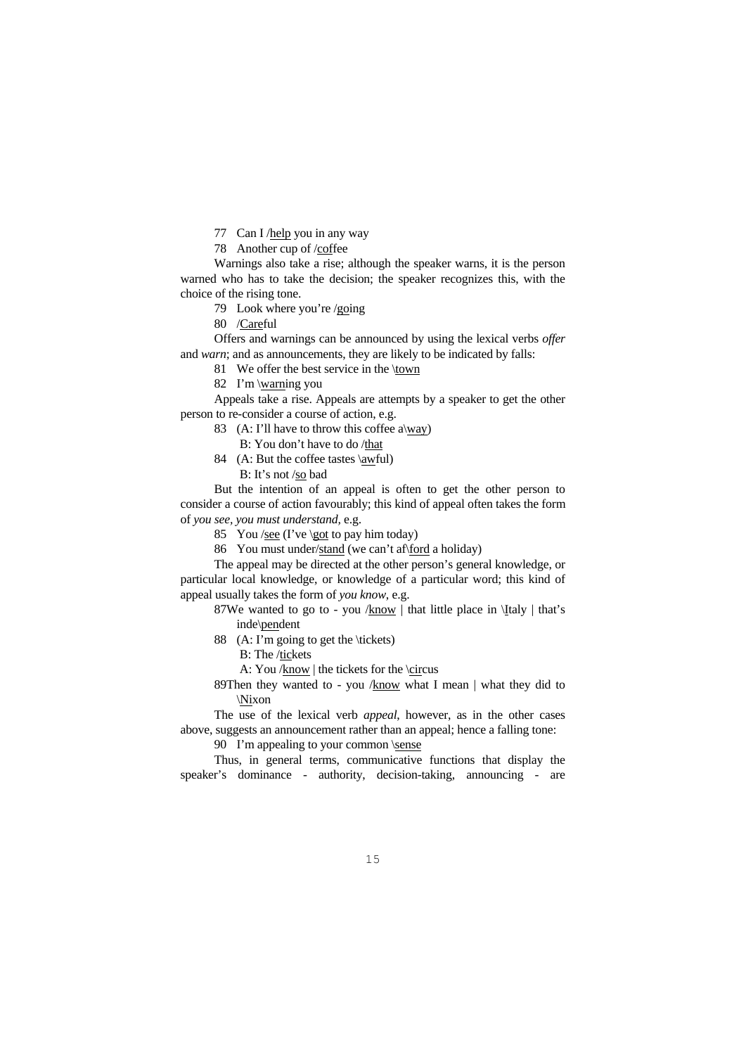77 Can I /help you in any way

78 Another cup of /coffee

Warnings also take a rise; although the speaker warns, it is the person warned who has to take the decision; the speaker recognizes this, with the choice of the rising tone.

79 Look where you're /going

80 /Careful

Offers and warnings can be announced by using the lexical verbs *offer* and *warn*; and as announcements, they are likely to be indicated by falls:

81 We offer the best service in the \town

82 I'm \warning you

Appeals take a rise. Appeals are attempts by a speaker to get the other person to re-consider a course of action, e.g.

83 (A: I'll have to throw this coffee a\way)
B: You don't have to do /that

84 (A: But the coffee tastes \awful)
B: It's not /so bad

But the intention of an appeal is often to get the other person to consider a course of action favourably; this kind of appeal often takes the form of *you see, you must understand,* e.g.

85 You /see (I've \got to pay him today)

86 You must under/stand (we can't af\ford a holiday)

The appeal may be directed at the other person's general knowledge, or particular local knowledge, or knowledge of a particular word; this kind of appeal usually takes the form of *you know*, e.g.

87 We wanted to go to - you /know | that little place in \Italy | that's inde\pendent

88 (A: I'm going to get the \tickets)
B: The /tickets
A: You /know | the tickets for the \circus

89 Then they wanted to - you /know what I mean | what they did to \Nixon

The use of the lexical verb *appeal*, however, as in the other cases above, suggests an announcement rather than an appeal; hence a falling tone:

90 I'm appealing to your common \sense

Thus, in general terms, communicative functions that display the speaker's dominance - authority, decision-taking, announcing - are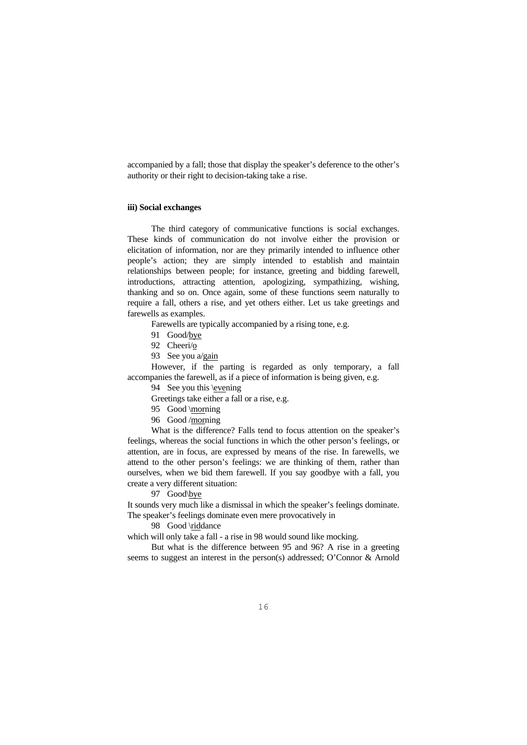accompanied by a fall; those that display the speaker's deference to the other's authority or their right to decision-taking take a rise.

**iii) Social exchanges**

The third category of communicative functions is social exchanges. These kinds of communication do not involve either the provision or elicitation of information, nor are they primarily intended to influence other people's action; they are simply intended to establish and maintain relationships between people; for instance, greeting and bidding farewell, introductions, attracting attention, apologizing, sympathizing, wishing, thanking and so on. Once again, some of these functions seem naturally to require a fall, others a rise, and yet others either. Let us take greetings and farewells as examples.

Farewells are typically accompanied by a rising tone, e.g.

91 Good/<u>bye</u>

92 Cheeri/<u>o</u>

93 See you a/<u>gain</u>

However, if the parting is regarded as only temporary, a fall accompanies the farewell, as if a piece of information is being given, e.g.

94 See you this \\<u>eve</u>ning

Greetings take either a fall or a rise, e.g.

95 Good \\<u>mor</u>ning

96 Good /<u>mor</u>ning

What is the difference? Falls tend to focus attention on the speaker's feelings, whereas the social functions in which the other person's feelings, or attention, are in focus, are expressed by means of the rise. In farewells, we attend to the other person's feelings: we are thinking of them, rather than ourselves, when we bid them farewell. If you say goodbye with a fall, you create a very different situation:

97 Good\\<u>bye</u>

It sounds very much like a dismissal in which the speaker's feelings dominate. The speaker's feelings dominate even mere provocatively in

98 Good \\<u>rid</u>dance

which will only take a fall - a rise in 98 would sound like mocking.

But what is the difference between 95 and 96? A rise in a greeting seems to suggest an interest in the person(s) addressed; O'Connor & Arnold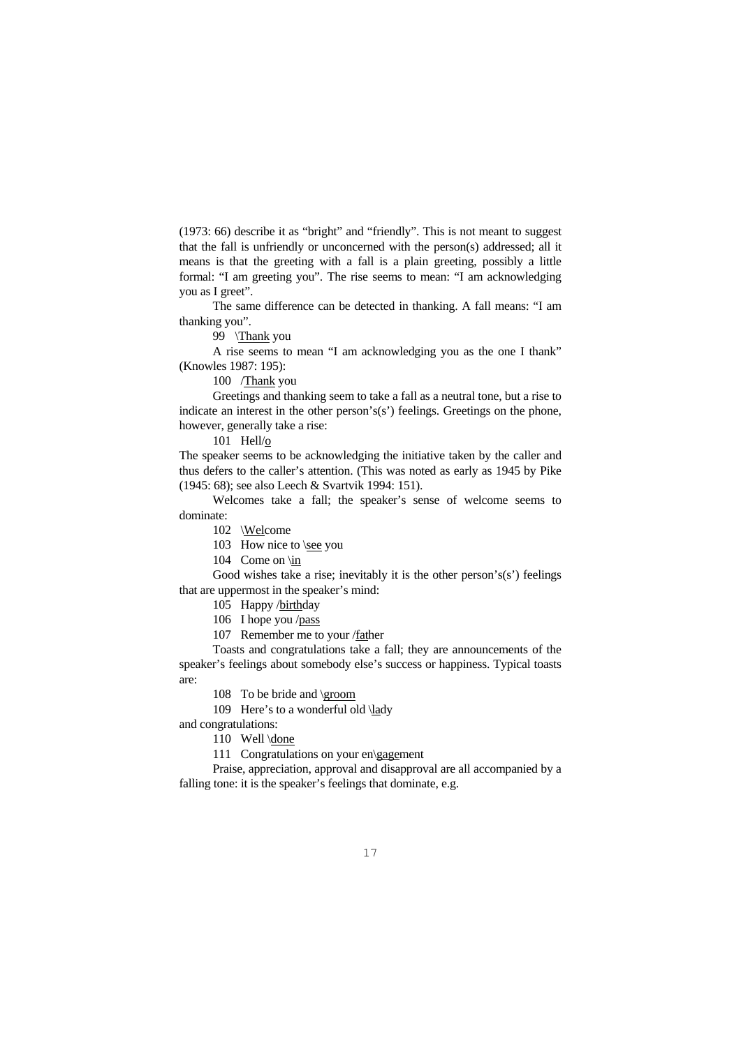(1973: 66) describe it as "bright" and "friendly". This is not meant to suggest that the fall is unfriendly or unconcerned with the person(s) addressed; all it means is that the greeting with a fall is a plain greeting, possibly a little formal: "I am greeting you". The rise seems to mean: "I am acknowledging you as I greet".

The same difference can be detected in thanking. A fall means: "I am thanking you".

99 \Thank you

A rise seems to mean "I am acknowledging you as the one I thank" (Knowles 1987: 195):

100 /Thank you

Greetings and thanking seem to take a fall as a neutral tone, but a rise to indicate an interest in the other person's(s') feelings. Greetings on the phone, however, generally take a rise:

101 Hell/o

The speaker seems to be acknowledging the initiative taken by the caller and thus defers to the caller's attention. (This was noted as early as 1945 by Pike (1945: 68); see also Leech & Svartvik 1994: 151).

Welcomes take a fall; the speaker's sense of welcome seems to dominate:

102 \Welcome

103 How nice to \see you

104 Come on \in

Good wishes take a rise; inevitably it is the other person's(s') feelings that are uppermost in the speaker's mind:

105 Happy /birthday

106 I hope you /pass

107 Remember me to your /father

Toasts and congratulations take a fall; they are announcements of the speaker's feelings about somebody else's success or happiness. Typical toasts are:

108 To be bride and \groom

109 Here's to a wonderful old \lady

and congratulations:

110 Well \done

111 Congratulations on your en\gagement

Praise, appreciation, approval and disapproval are all accompanied by a falling tone: it is the speaker's feelings that dominate, e.g.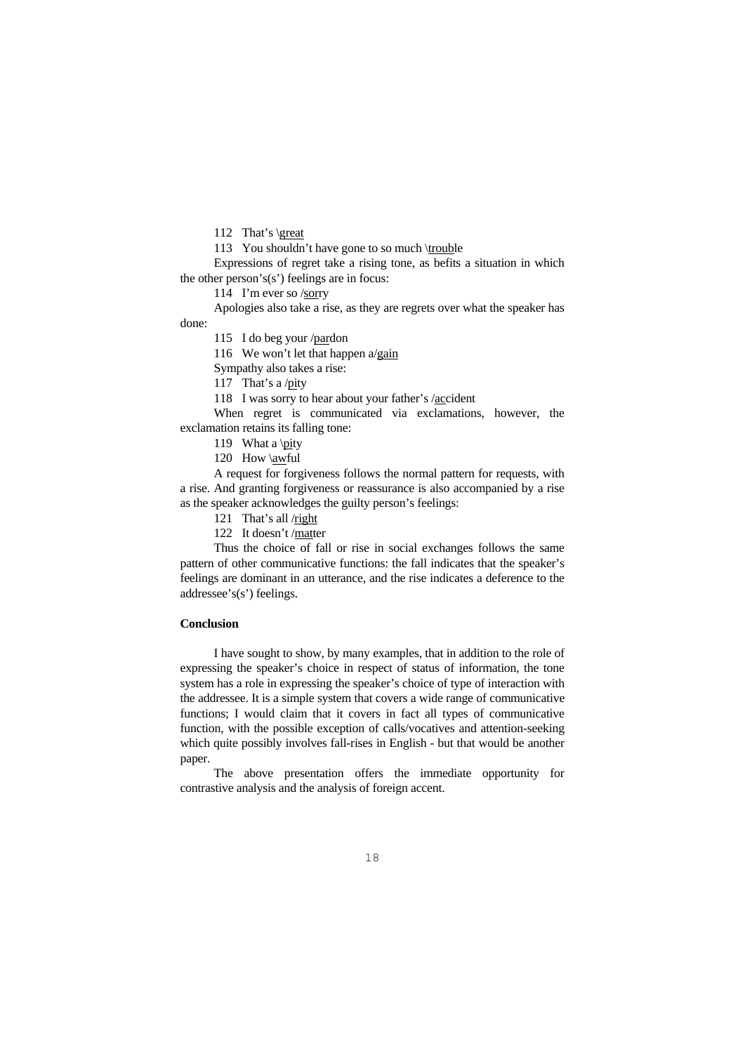112 That's \great

113 You shouldn't have gone to so much \trouble

Expressions of regret take a rising tone, as befits a situation in which the other person's(s') feelings are in focus:

114 I'm ever so /sorry

Apologies also take a rise, as they are regrets over what the speaker has done:

115 I do beg your /pardon

116 We won't let that happen a/gain

Sympathy also takes a rise:

117 That's a /pity

118 I was sorry to hear about your father's /accident

When regret is communicated via exclamations, however, the exclamation retains its falling tone:

119 What a \pity

120 How \awful

A request for forgiveness follows the normal pattern for requests, with a rise. And granting forgiveness or reassurance is also accompanied by a rise as the speaker acknowledges the guilty person's feelings:

121 That's all /right

122 It doesn't /matter

Thus the choice of fall or rise in social exchanges follows the same pattern of other communicative functions: the fall indicates that the speaker's feelings are dominant in an utterance, and the rise indicates a deference to the addressee's(s') feelings.

**Conclusion**

I have sought to show, by many examples, that in addition to the role of expressing the speaker's choice in respect of status of information, the tone system has a role in expressing the speaker's choice of type of interaction with the addressee. It is a simple system that covers a wide range of communicative functions; I would claim that it covers in fact all types of communicative function, with the possible exception of calls/vocatives and attention-seeking which quite possibly involves fall-rises in English - but that would be another paper.

The above presentation offers the immediate opportunity for contrastive analysis and the analysis of foreign accent.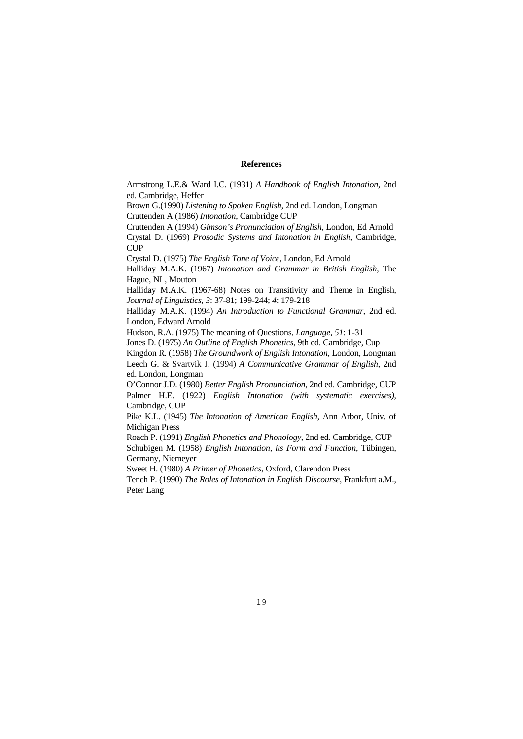## References

Armstrong L.E.& Ward I.C. (1931) *A Handbook of English Intonation,* 2nd ed. Cambridge, Heffer

Brown G.(1990) *Listening to Spoken English*, 2nd ed. London, Longman

Cruttenden A.(1986) *Intonation*, Cambridge CUP

Cruttenden A.(1994) *Gimson's Pronunciation of English*, London, Ed Arnold

Crystal D. (1969) *Prosodic Systems and Intonation in English*, Cambridge, CUP

Crystal D. (1975) *The English Tone of Voice*, London, Ed Arnold

Halliday M.A.K. (1967) *Intonation and Grammar in British English*, The Hague, NL, Mouton

Halliday M.A.K. (1967-68) Notes on Transitivity and Theme in English, *Journal of Linguistics*, *3*: 37-81; 199-244; *4*: 179-218

Halliday M.A.K. (1994) *An Introduction to Functional Grammar*, 2nd ed. London, Edward Arnold

Hudson, R.A. (1975) The meaning of Questions, *Language*, *51*: 1-31

Jones D. (1975) *An Outline of English Phonetics*, 9th ed. Cambridge, Cup

Kingdon R. (1958) *The Groundwork of English Intonation*, London, Longman

Leech G. & Svartvik J. (1994) *A Communicative Grammar of English*, 2nd ed. London, Longman

O'Connor J.D. (1980) *Better English Pronunciation*, 2nd ed. Cambridge, CUP

Palmer H.E. (1922) *English Intonation (with systematic exercises)*, Cambridge, CUP

Pike K.L. (1945) *The Intonation of American English*, Ann Arbor, Univ. of Michigan Press

Roach P. (1991) *English Phonetics and Phonology*, 2nd ed. Cambridge, CUP

Schubigen M. (1958) *English Intonation, its Form and Function*, Tübingen, Germany, Niemeyer

Sweet H. (1980) *A Primer of Phonetics*, Oxford, Clarendon Press

Tench P. (1990) *The Roles of Intonation in English Discourse*, Frankfurt a.M., Peter Lang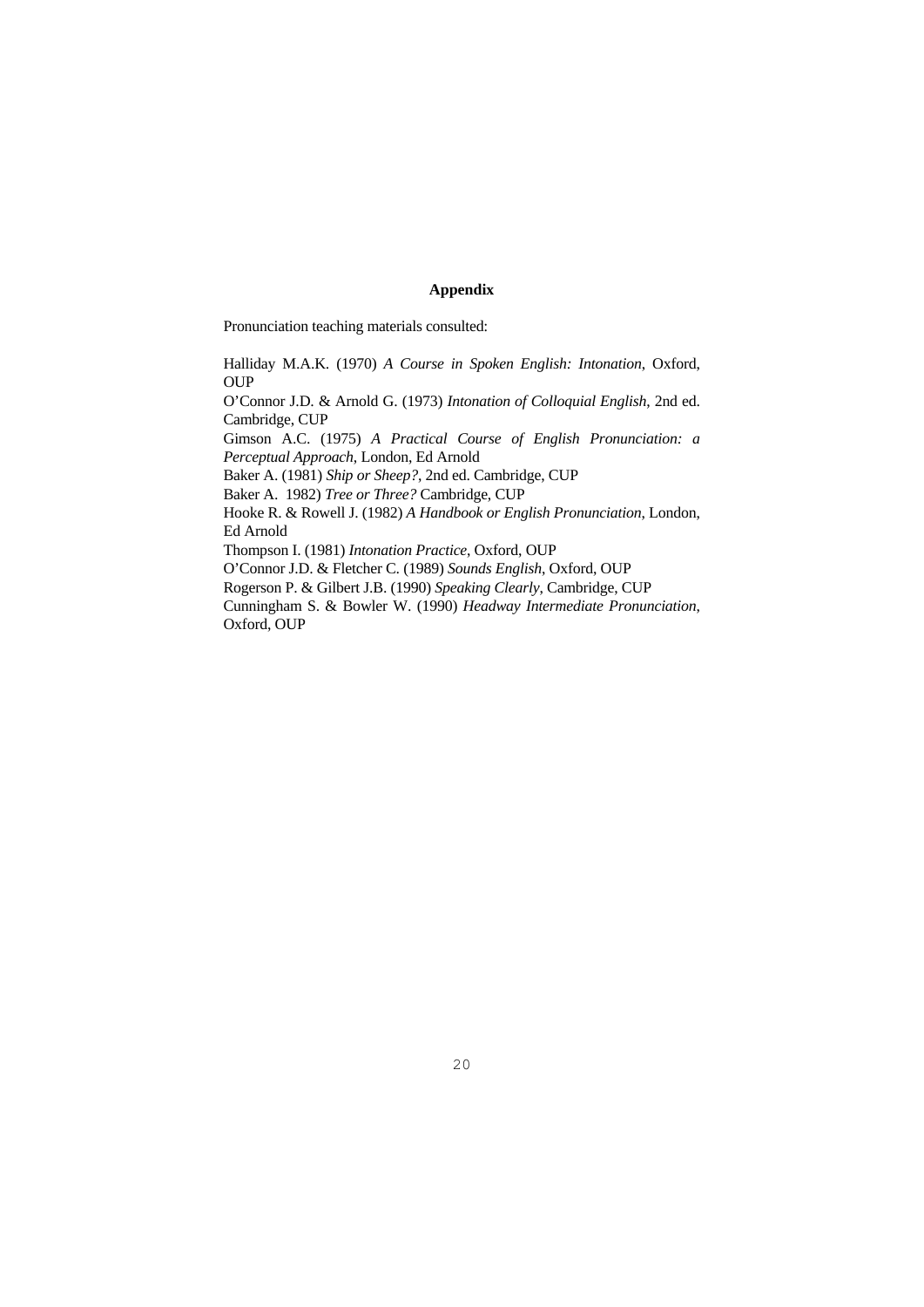**Appendix**

Pronunciation teaching materials consulted:

Halliday M.A.K. (1970) *A Course in Spoken English: Intonation*, Oxford, OUP

O'Connor J.D. & Arnold G. (1973) *Intonation of Colloquial English*, 2nd ed. Cambridge, CUP

Gimson A.C. (1975) *A Practical Course of English Pronunciation: a Perceptual Approach*, London, Ed Arnold

Baker A. (1981) *Ship or Sheep?*, 2nd ed. Cambridge, CUP

Baker A. 1982) *Tree or Three?* Cambridge, CUP

Hooke R. & Rowell J. (1982) *A Handbook or English Pronunciation*, London, Ed Arnold

Thompson I. (1981) *Intonation Practice*, Oxford, OUP

O'Connor J.D. & Fletcher C. (1989) *Sounds English*, Oxford, OUP

Rogerson P. & Gilbert J.B. (1990) *Speaking Clearly*, Cambridge, CUP

Cunningham S. & Bowler W. (1990) *Headway Intermediate Pronunciation*, Oxford, OUP